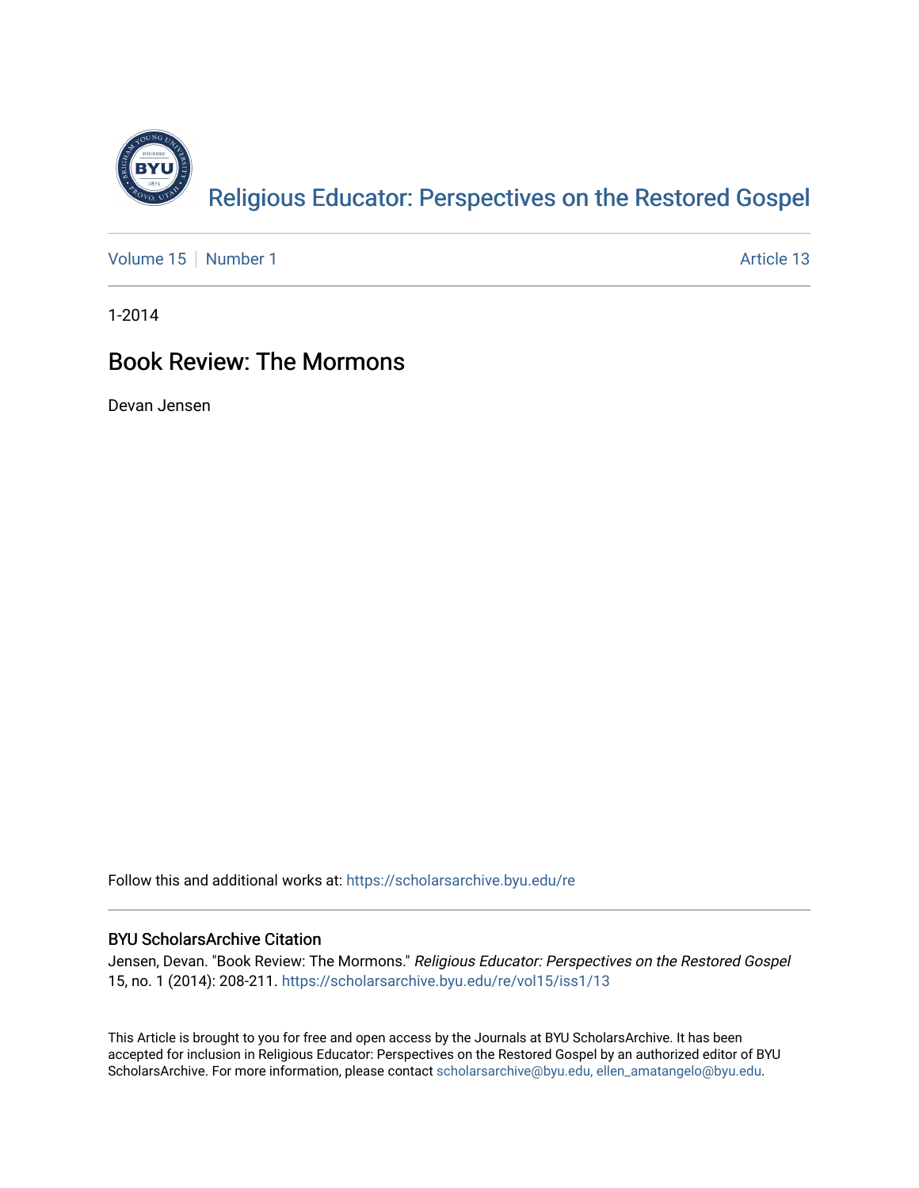[Religious Educator: Perspectives on the Restored Gospel](https://scholarsarchive.byu.edu/re)

Volume 15 | Number 1 | Article 13

1-2014

# Book Review: The Mormons

Devan Jensen

Follow this and additional works at: https://scholarsarchive.byu.edu/re

## BYU ScholarsArchive Citation

Jensen, Devan. "Book Review: The Mormons." *Religious Educator: Perspectives on the Restored Gospel* 15, no. 1 (2014): 208-211. https://scholarsarchive.byu.edu/re/vol15/iss1/13

This Article is brought to you for free and open access by the Journals at BYU ScholarsArchive. It has been accepted for inclusion in Religious Educator: Perspectives on the Restored Gospel by an authorized editor of BYU ScholarsArchive. For more information, please contact scholarsarchive@byu.edu, ellen_amatangelo@byu.edu.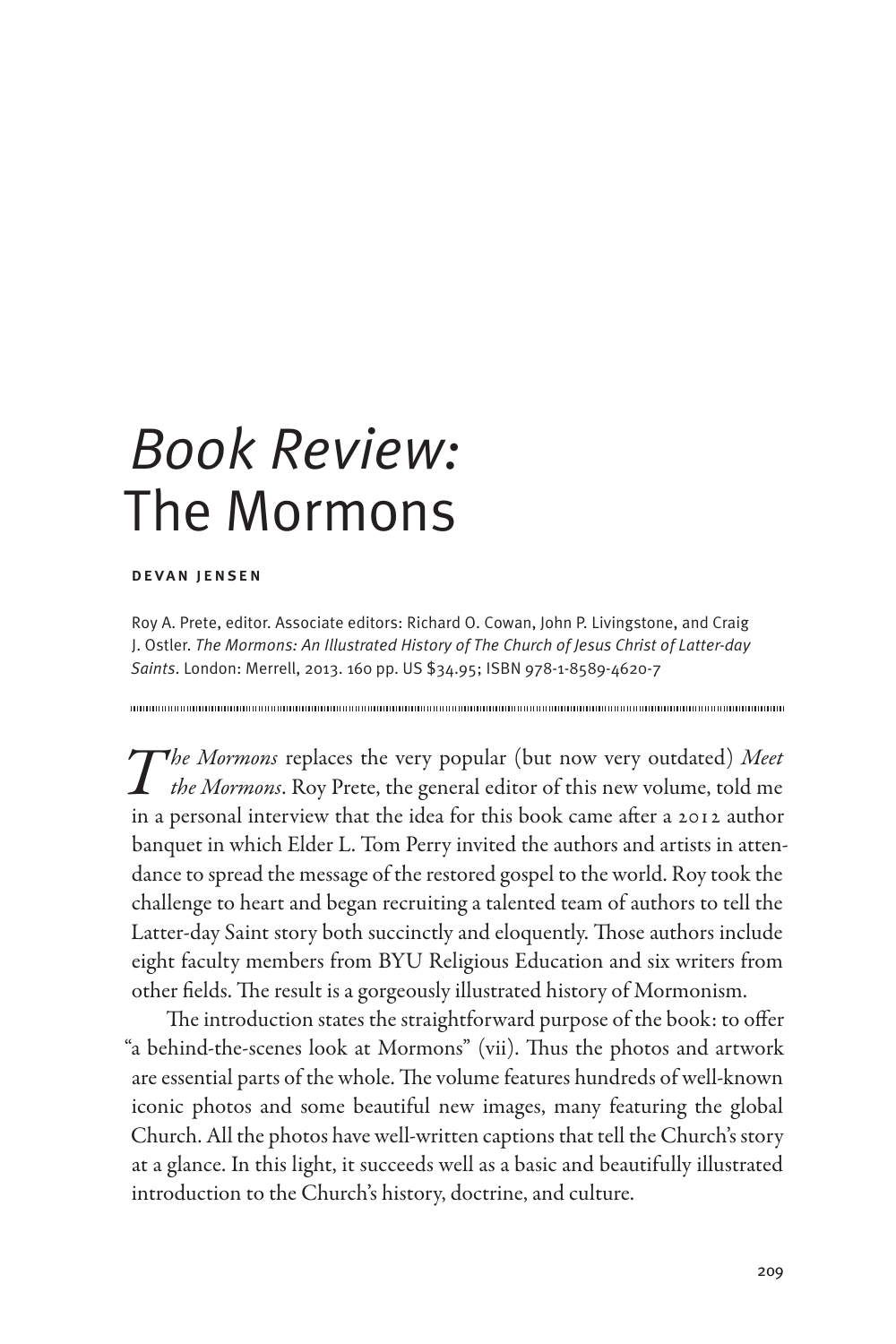# *Book Review:* The Mormons

**DEVAN JENSEN**

Roy A. Prete, editor. Associate editors: Richard O. Cowan, John P. Livingstone, and Craig J. Ostler. *The Mormons: An Illustrated History of The Church of Jesus Christ of Latter-day Saints*. London: Merrell, 2013. 160 pp. US $34.95; ISBN 978-1-8589-4620-7

---

*The Mormons* replaces the very popular (but now very outdated) *Meet the Mormons*. Roy Prete, the general editor of this new volume, told me in a personal interview that the idea for this book came after a 2012 author banquet in which Elder L. Tom Perry invited the authors and artists in attendance to spread the message of the restored gospel to the world. Roy took the challenge to heart and began recruiting a talented team of authors to tell the Latter-day Saint story both succinctly and eloquently. Those authors include eight faculty members from BYU Religious Education and six writers from other fields. The result is a gorgeously illustrated history of Mormonism.

The introduction states the straightforward purpose of the book: to offer "a behind-the-scenes look at Mormons" (vii). Thus the photos and artwork are essential parts of the whole. The volume features hundreds of well-known iconic photos and some beautiful new images, many featuring the global Church. All the photos have well-written captions that tell the Church's story at a glance. In this light, it succeeds well as a basic and beautifully illustrated introduction to the Church's history, doctrine, and culture.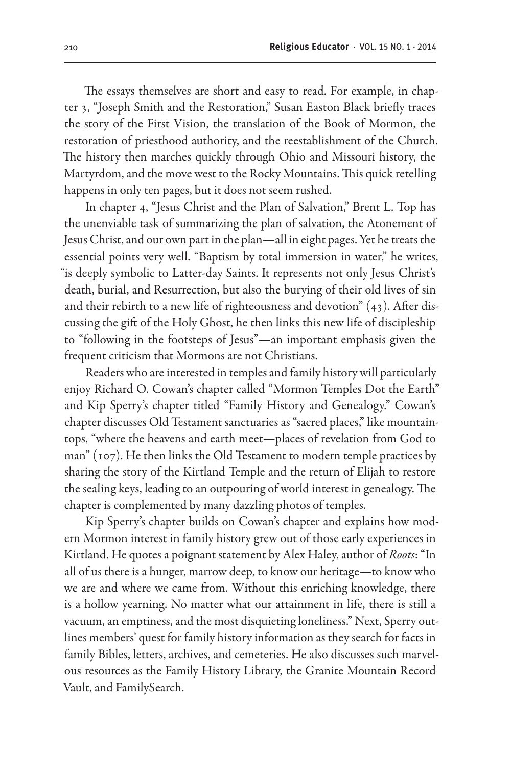The essays themselves are short and easy to read. For example, in chapter 3, "Joseph Smith and the Restoration," Susan Easton Black briefly traces the story of the First Vision, the translation of the Book of Mormon, the restoration of priesthood authority, and the reestablishment of the Church. The history then marches quickly through Ohio and Missouri history, the Martyrdom, and the move west to the Rocky Mountains. This quick retelling happens in only ten pages, but it does not seem rushed.

In chapter 4, "Jesus Christ and the Plan of Salvation," Brent L. Top has the unenviable task of summarizing the plan of salvation, the Atonement of Jesus Christ, and our own part in the plan—all in eight pages. Yet he treats the essential points very well. "Baptism by total immersion in water," he writes, "is deeply symbolic to Latter-day Saints. It represents not only Jesus Christ's death, burial, and Resurrection, but also the burying of their old lives of sin and their rebirth to a new life of righteousness and devotion" (43). After discussing the gift of the Holy Ghost, he then links this new life of discipleship to "following in the footsteps of Jesus"—an important emphasis given the frequent criticism that Mormons are not Christians.

Readers who are interested in temples and family history will particularly enjoy Richard O. Cowan's chapter called "Mormon Temples Dot the Earth" and Kip Sperry's chapter titled "Family History and Genealogy." Cowan's chapter discusses Old Testament sanctuaries as "sacred places," like mountaintops, "where the heavens and earth meet—places of revelation from God to man" (107). He then links the Old Testament to modern temple practices by sharing the story of the Kirtland Temple and the return of Elijah to restore the sealing keys, leading to an outpouring of world interest in genealogy. The chapter is complemented by many dazzling photos of temples.

Kip Sperry's chapter builds on Cowan's chapter and explains how modern Mormon interest in family history grew out of those early experiences in Kirtland. He quotes a poignant statement by Alex Haley, author of *Roots*: "In all of us there is a hunger, marrow deep, to know our heritage—to know who we are and where we came from. Without this enriching knowledge, there is a hollow yearning. No matter what our attainment in life, there is still a vacuum, an emptiness, and the most disquieting loneliness." Next, Sperry outlines members' quest for family history information as they search for facts in family Bibles, letters, archives, and cemeteries. He also discusses such marvelous resources as the Family History Library, the Granite Mountain Record Vault, and FamilySearch.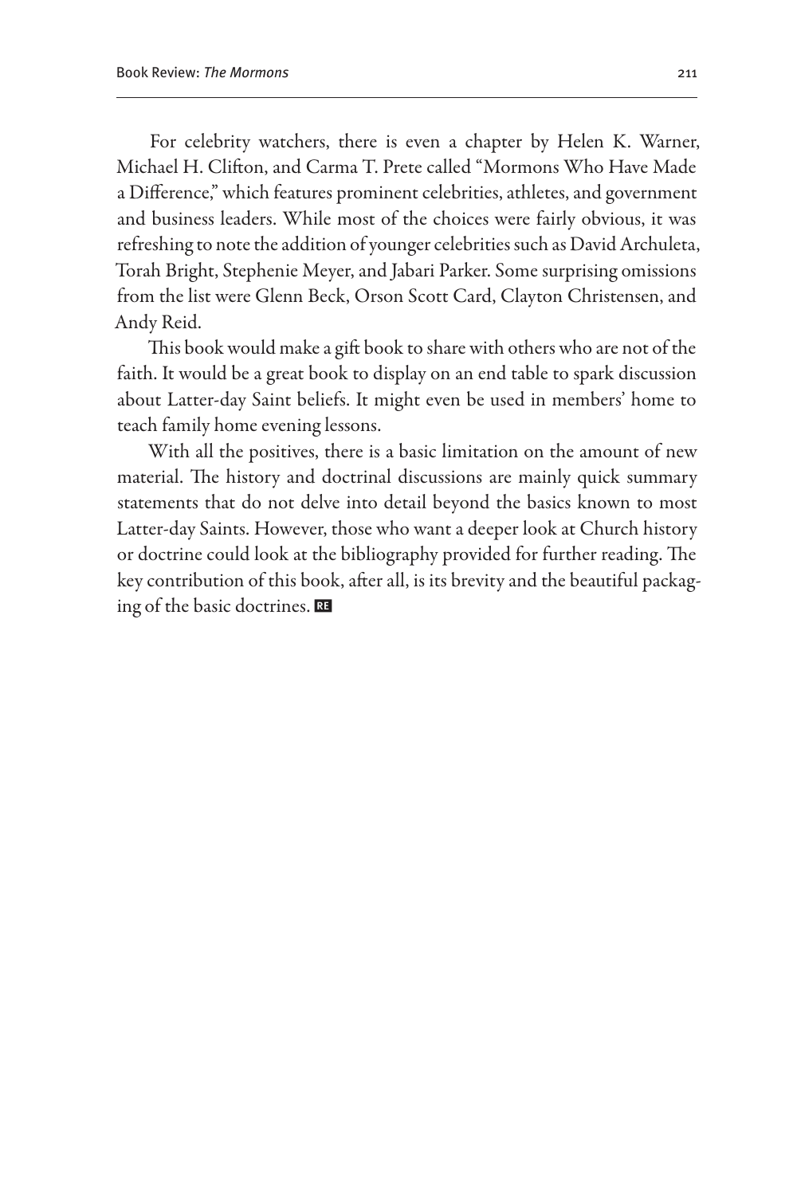For celebrity watchers, there is even a chapter by Helen K. Warner, Michael H. Clifton, and Carma T. Prete called "Mormons Who Have Made a Difference," which features prominent celebrities, athletes, and government and business leaders. While most of the choices were fairly obvious, it was refreshing to note the addition of younger celebrities such as David Archuleta, Torah Bright, Stephenie Meyer, and Jabari Parker. Some surprising omissions from the list were Glenn Beck, Orson Scott Card, Clayton Christensen, and Andy Reid.

This book would make a gift book to share with others who are not of the faith. It would be a great book to display on an end table to spark discussion about Latter-day Saint beliefs. It might even be used in members' home to teach family home evening lessons.

With all the positives, there is a basic limitation on the amount of new material. The history and doctrinal discussions are mainly quick summary statements that do not delve into detail beyond the basics known to most Latter-day Saints. However, those who want a deeper look at Church history or doctrine could look at the bibliography provided for further reading. The key contribution of this book, after all, is its brevity and the beautiful packaging of the basic doctrines.